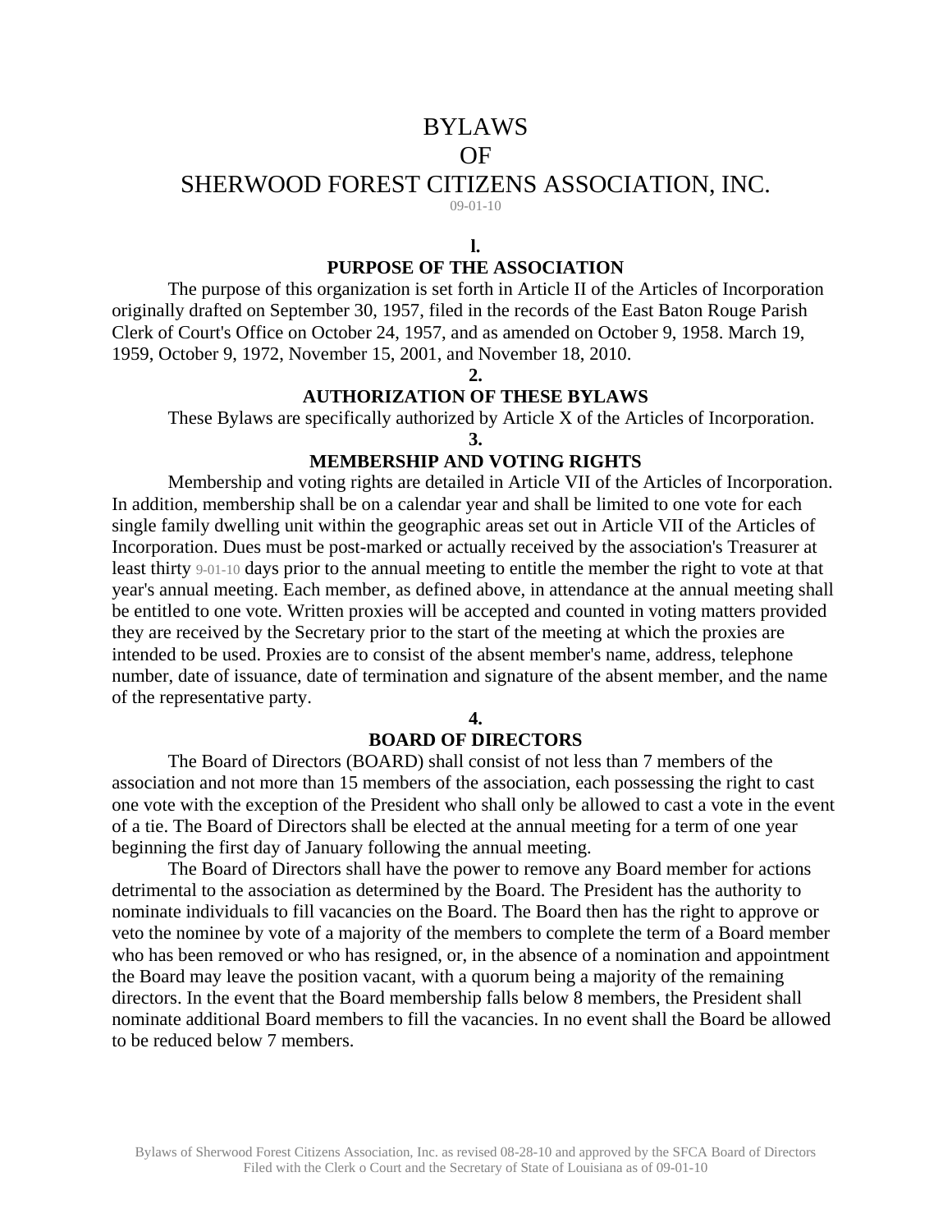# BYLAWS
# OF
# SHERWOOD FOREST CITIZENS ASSOCIATION, INC.

09-01-10

**l.**
## PURPOSE OF THE ASSOCIATION

The purpose of this organization is set forth in Article II of the Articles of Incorporation originally drafted on September 30, 1957, filed in the records of the East Baton Rouge Parish Clerk of Court's Office on October 24, 1957, and as amended on October 9, 1958. March 19, 1959, October 9, 1972, November 15, 2001, and November 18, 2010.

**2.**
## AUTHORIZATION OF THESE BYLAWS

These Bylaws are specifically authorized by Article X of the Articles of Incorporation.

**3.**
## MEMBERSHIP AND VOTING RIGHTS

Membership and voting rights are detailed in Article VII of the Articles of Incorporation. In addition, membership shall be on a calendar year and shall be limited to one vote for each single family dwelling unit within the geographic areas set out in Article VII of the Articles of Incorporation. Dues must be post-marked or actually received by the association's Treasurer at least thirty 9-01-10 days prior to the annual meeting to entitle the member the right to vote at that year's annual meeting. Each member, as defined above, in attendance at the annual meeting shall be entitled to one vote. Written proxies will be accepted and counted in voting matters provided they are received by the Secretary prior to the start of the meeting at which the proxies are intended to be used. Proxies are to consist of the absent member's name, address, telephone number, date of issuance, date of termination and signature of the absent member, and the name of the representative party.

**4.**
## BOARD OF DIRECTORS

The Board of Directors (BOARD) shall consist of not less than 7 members of the association and not more than 15 members of the association, each possessing the right to cast one vote with the exception of the President who shall only be allowed to cast a vote in the event of a tie. The Board of Directors shall be elected at the annual meeting for a term of one year beginning the first day of January following the annual meeting.

The Board of Directors shall have the power to remove any Board member for actions detrimental to the association as determined by the Board. The President has the authority to nominate individuals to fill vacancies on the Board. The Board then has the right to approve or veto the nominee by vote of a majority of the members to complete the term of a Board member who has been removed or who has resigned, or, in the absence of a nomination and appointment the Board may leave the position vacant, with a quorum being a majority of the remaining directors. In the event that the Board membership falls below 8 members, the President shall nominate additional Board members to fill the vacancies. In no event shall the Board be allowed to be reduced below 7 members.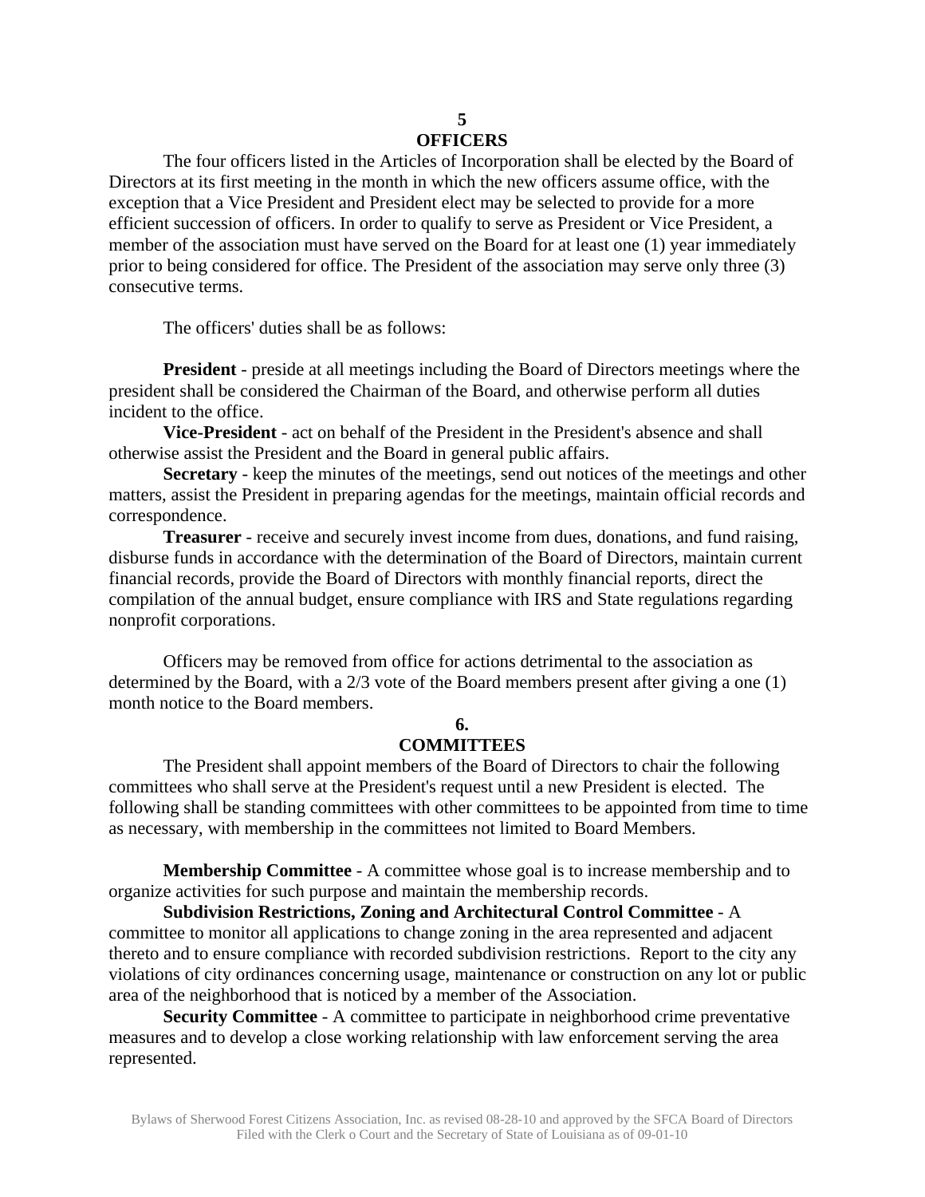## 5
## OFFICERS

The four officers listed in the Articles of Incorporation shall be elected by the Board of Directors at its first meeting in the month in which the new officers assume office, with the exception that a Vice President and President elect may be selected to provide for a more efficient succession of officers. In order to qualify to serve as President or Vice President, a member of the association must have served on the Board for at least one (1) year immediately prior to being considered for office. The President of the association may serve only three (3) consecutive terms.

The officers' duties shall be as follows:

**President** - preside at all meetings including the Board of Directors meetings where the president shall be considered the Chairman of the Board, and otherwise perform all duties incident to the office.

**Vice-President** - act on behalf of the President in the President's absence and shall otherwise assist the President and the Board in general public affairs.

**Secretary** - keep the minutes of the meetings, send out notices of the meetings and other matters, assist the President in preparing agendas for the meetings, maintain official records and correspondence.

**Treasurer** - receive and securely invest income from dues, donations, and fund raising, disburse funds in accordance with the determination of the Board of Directors, maintain current financial records, provide the Board of Directors with monthly financial reports, direct the compilation of the annual budget, ensure compliance with IRS and State regulations regarding nonprofit corporations.

Officers may be removed from office for actions detrimental to the association as determined by the Board, with a 2/3 vote of the Board members present after giving a one (1) month notice to the Board members.

## 6.
## COMMITTEES

The President shall appoint members of the Board of Directors to chair the following committees who shall serve at the President's request until a new President is elected. The following shall be standing committees with other committees to be appointed from time to time as necessary, with membership in the committees not limited to Board Members.

**Membership Committee** - A committee whose goal is to increase membership and to organize activities for such purpose and maintain the membership records.

**Subdivision Restrictions, Zoning and Architectural Control Committee** - A committee to monitor all applications to change zoning in the area represented and adjacent thereto and to ensure compliance with recorded subdivision restrictions. Report to the city any violations of city ordinances concerning usage, maintenance or construction on any lot or public area of the neighborhood that is noticed by a member of the Association.

**Security Committee** - A committee to participate in neighborhood crime preventative measures and to develop a close working relationship with law enforcement serving the area represented.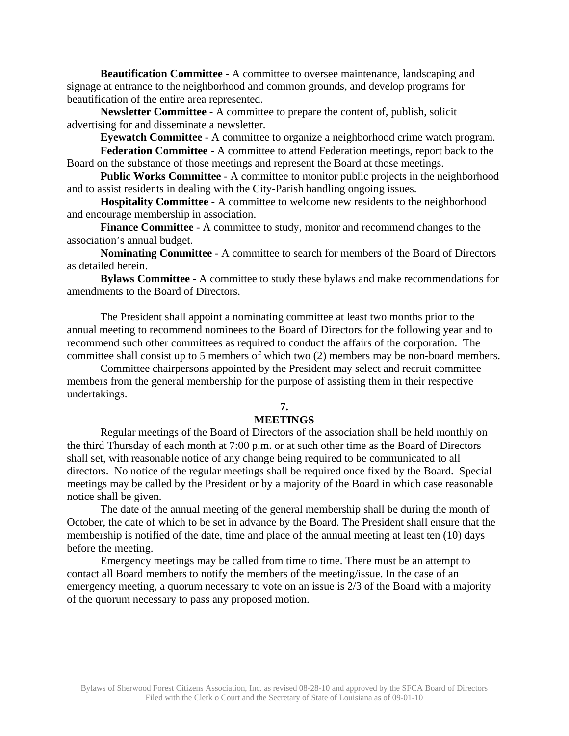**Beautification Committee** - A committee to oversee maintenance, landscaping and signage at entrance to the neighborhood and common grounds, and develop programs for beautification of the entire area represented.

**Newsletter Committee** - A committee to prepare the content of, publish, solicit advertising for and disseminate a newsletter.

**Eyewatch Committee** - A committee to organize a neighborhood crime watch program.

**Federation Committee** - A committee to attend Federation meetings, report back to the Board on the substance of those meetings and represent the Board at those meetings.

**Public Works Committee** - A committee to monitor public projects in the neighborhood and to assist residents in dealing with the City-Parish handling ongoing issues.

**Hospitality Committee** - A committee to welcome new residents to the neighborhood and encourage membership in association.

**Finance Committee** - A committee to study, monitor and recommend changes to the association's annual budget.

**Nominating Committee** - A committee to search for members of the Board of Directors as detailed herein.

**Bylaws Committee** - A committee to study these bylaws and make recommendations for amendments to the Board of Directors.

The President shall appoint a nominating committee at least two months prior to the annual meeting to recommend nominees to the Board of Directors for the following year and to recommend such other committees as required to conduct the affairs of the corporation. The committee shall consist up to 5 members of which two (2) members may be non-board members.

Committee chairpersons appointed by the President may select and recruit committee members from the general membership for the purpose of assisting them in their respective undertakings.

## 7. MEETINGS

Regular meetings of the Board of Directors of the association shall be held monthly on the third Thursday of each month at 7:00 p.m. or at such other time as the Board of Directors shall set, with reasonable notice of any change being required to be communicated to all directors. No notice of the regular meetings shall be required once fixed by the Board. Special meetings may be called by the President or by a majority of the Board in which case reasonable notice shall be given.

The date of the annual meeting of the general membership shall be during the month of October, the date of which to be set in advance by the Board. The President shall ensure that the membership is notified of the date, time and place of the annual meeting at least ten (10) days before the meeting.

Emergency meetings may be called from time to time. There must be an attempt to contact all Board members to notify the members of the meeting/issue. In the case of an emergency meeting, a quorum necessary to vote on an issue is 2/3 of the Board with a majority of the quorum necessary to pass any proposed motion.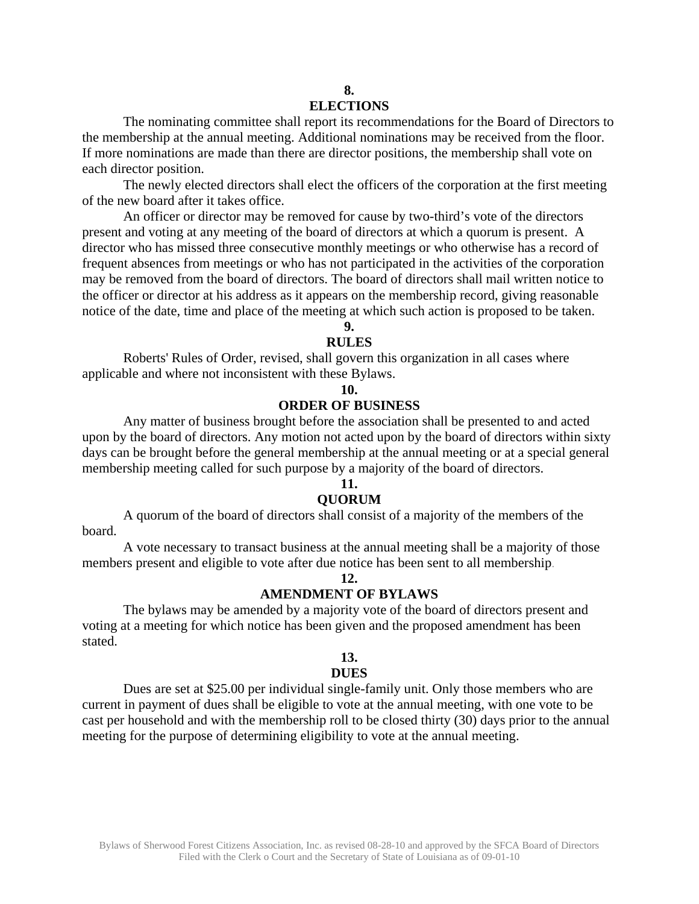## 8.
## ELECTIONS

The nominating committee shall report its recommendations for the Board of Directors to the membership at the annual meeting. Additional nominations may be received from the floor. If more nominations are made than there are director positions, the membership shall vote on each director position.

The newly elected directors shall elect the officers of the corporation at the first meeting of the new board after it takes office.

An officer or director may be removed for cause by two-third's vote of the directors present and voting at any meeting of the board of directors at which a quorum is present. A director who has missed three consecutive monthly meetings or who otherwise has a record of frequent absences from meetings or who has not participated in the activities of the corporation may be removed from the board of directors. The board of directors shall mail written notice to the officer or director at his address as it appears on the membership record, giving reasonable notice of the date, time and place of the meeting at which such action is proposed to be taken.

## 9.
## RULES

Roberts' Rules of Order, revised, shall govern this organization in all cases where applicable and where not inconsistent with these Bylaws.

## 10.
## ORDER OF BUSINESS

Any matter of business brought before the association shall be presented to and acted upon by the board of directors. Any motion not acted upon by the board of directors within sixty days can be brought before the general membership at the annual meeting or at a special general membership meeting called for such purpose by a majority of the board of directors.

## 11.
## QUORUM

A quorum of the board of directors shall consist of a majority of the members of the board.

A vote necessary to transact business at the annual meeting shall be a majority of those members present and eligible to vote after due notice has been sent to all membership.

## 12.
## AMENDMENT OF BYLAWS

The bylaws may be amended by a majority vote of the board of directors present and voting at a meeting for which notice has been given and the proposed amendment has been stated.

## 13.
## DUES

Dues are set at $25.00 per individual single-family unit. Only those members who are current in payment of dues shall be eligible to vote at the annual meeting, with one vote to be cast per household and with the membership roll to be closed thirty (30) days prior to the annual meeting for the purpose of determining eligibility to vote at the annual meeting.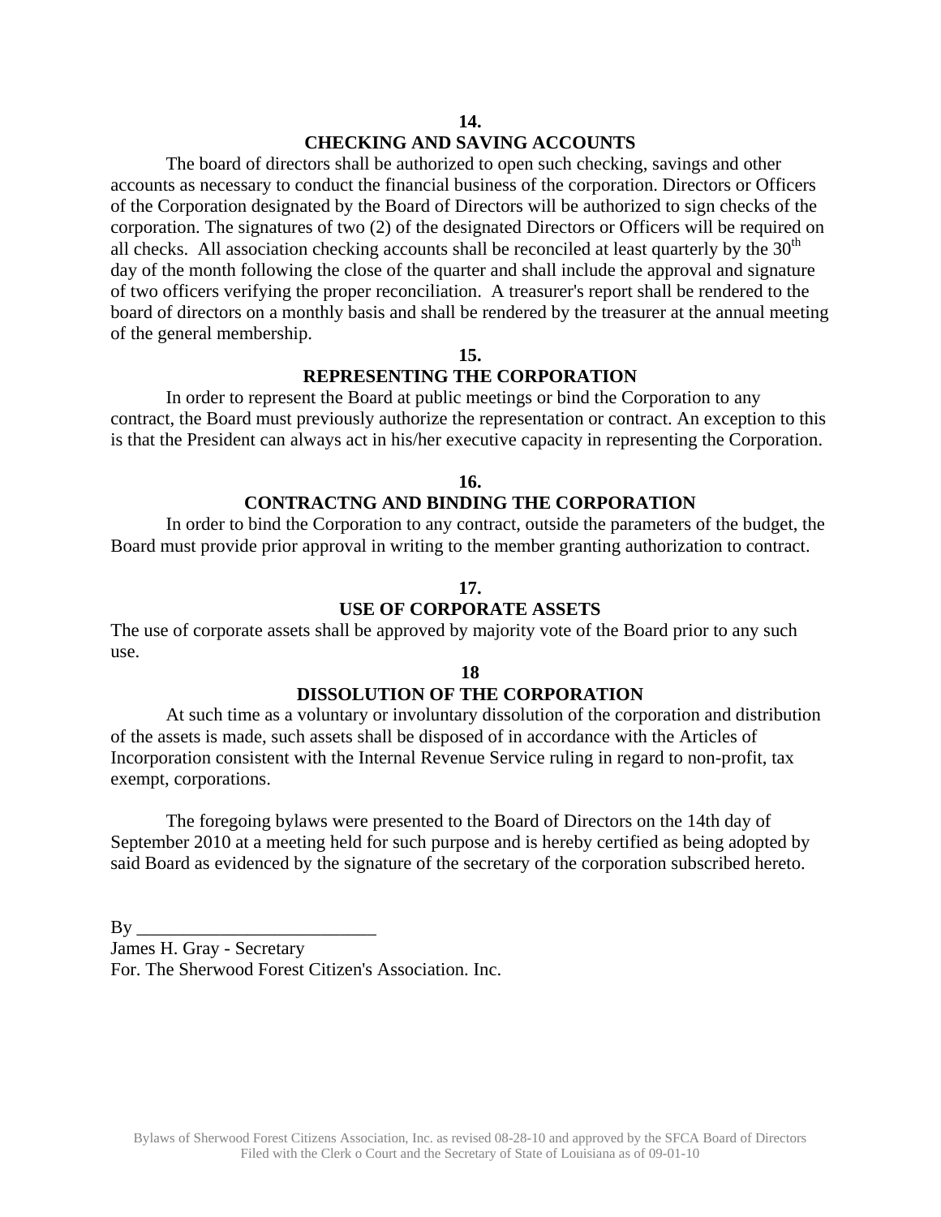**14.**

**CHECKING AND SAVING ACCOUNTS**

The board of directors shall be authorized to open such checking, savings and other accounts as necessary to conduct the financial business of the corporation. Directors or Officers of the Corporation designated by the Board of Directors will be authorized to sign checks of the corporation. The signatures of two (2) of the designated Directors or Officers will be required on all checks. All association checking accounts shall be reconciled at least quarterly by the 30th day of the month following the close of the quarter and shall include the approval and signature of two officers verifying the proper reconciliation. A treasurer's report shall be rendered to the board of directors on a monthly basis and shall be rendered by the treasurer at the annual meeting of the general membership.

**15.**

**REPRESENTING THE CORPORATION**

In order to represent the Board at public meetings or bind the Corporation to any contract, the Board must previously authorize the representation or contract. An exception to this is that the President can always act in his/her executive capacity in representing the Corporation.

**16.**

**CONTRACTNG AND BINDING THE CORPORATION**

In order to bind the Corporation to any contract, outside the parameters of the budget, the Board must provide prior approval in writing to the member granting authorization to contract.

**17.**

**USE OF CORPORATE ASSETS**

The use of corporate assets shall be approved by majority vote of the Board prior to any such use.

**18**

**DISSOLUTION OF THE CORPORATION**

At such time as a voluntary or involuntary dissolution of the corporation and distribution of the assets is made, such assets shall be disposed of in accordance with the Articles of Incorporation consistent with the Internal Revenue Service ruling in regard to non-profit, tax exempt, corporations.

The foregoing bylaws were presented to the Board of Directors on the 14th day of September 2010 at a meeting held for such purpose and is hereby certified as being adopted by said Board as evidenced by the signature of the secretary of the corporation subscribed hereto.

By __________________________

James H. Gray - Secretary

For. The Sherwood Forest Citizen's Association. Inc.

Bylaws of Sherwood Forest Citizens Association, Inc. as revised 08-28-10 and approved by the SFCA Board of Directors
Filed with the Clerk o Court and the Secretary of State of Louisiana as of 09-01-10